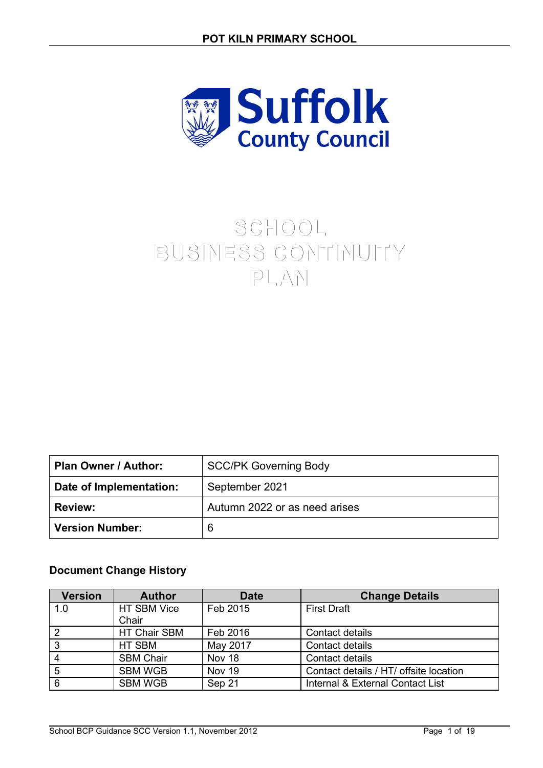# SCHOOL BUSINESS CONTINUITY PLAN

| Plan Owner / Author: | SCC/PK Governing Body |
|---|---|
| Date of Implementation: | September 2021 |
| Review: | Autumn 2022 or as need arises |
| Version Number: | 6 |

**Document Change History**

| Version | Author | Date | Change Details |
|---|---|---|---|
| 1.0 | HT SBM Vice Chair | Feb 2015 | First Draft |
| 2 | HT Chair SBM | Feb 2016 | Contact details |
| 3 | HT SBM | May 2017 | Contact details |
| 4 | SBM Chair | Nov 18 | Contact details |
| 5 | SBM WGB | Nov 19 | Contact details / HT/ offsite location |
| 6 | SBM WGB | Sep 21 | Internal & External Contact List |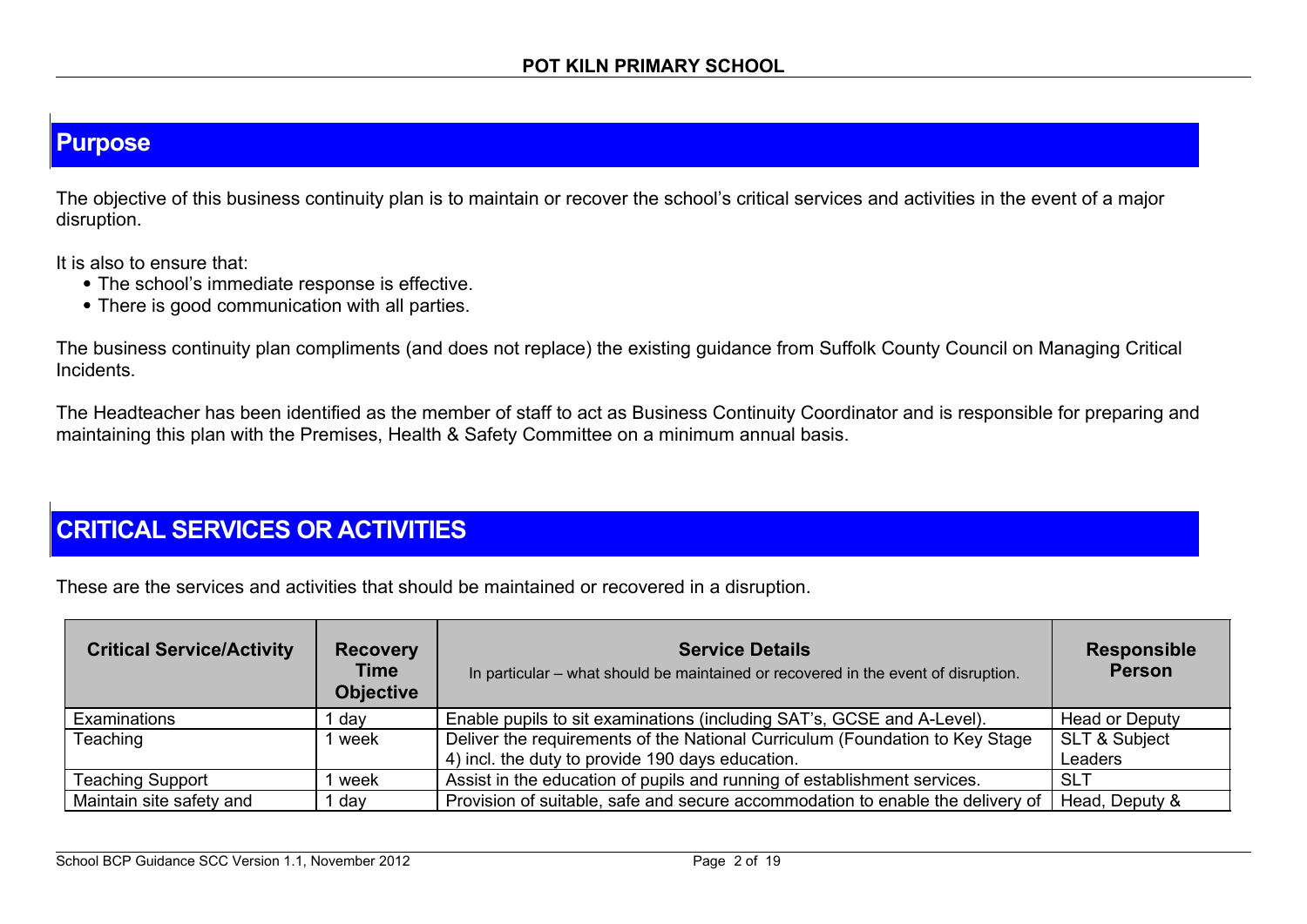## Purpose

The objective of this business continuity plan is to maintain or recover the school's critical services and activities in the event of a major disruption.

It is also to ensure that:

- The school's immediate response is effective.
- There is good communication with all parties.

The business continuity plan compliments (and does not replace) the existing guidance from Suffolk County Council on Managing Critical Incidents.

The Headteacher has been identified as the member of staff to act as Business Continuity Coordinator and is responsible for preparing and maintaining this plan with the Premises, Health & Safety Committee on a minimum annual basis.

## CRITICAL SERVICES OR ACTIVITIES

These are the services and activities that should be maintained or recovered in a disruption.

| Critical Service/Activity | Recovery Time Objective | Service Details<br>In particular – what should be maintained or recovered in the event of disruption. | Responsible Person |
|---|---|---|---|
| Examinations | 1 day | Enable pupils to sit examinations (including SAT's, GCSE and A-Level). | Head or Deputy |
| Teaching | 1 week | Deliver the requirements of the National Curriculum (Foundation to Key Stage 4) incl. the duty to provide 190 days education. | SLT & Subject Leaders |
| Teaching Support | 1 week | Assist in the education of pupils and running of establishment services. | SLT |
| Maintain site safety and | 1 day | Provision of suitable, safe and secure accommodation to enable the delivery of | Head, Deputy & |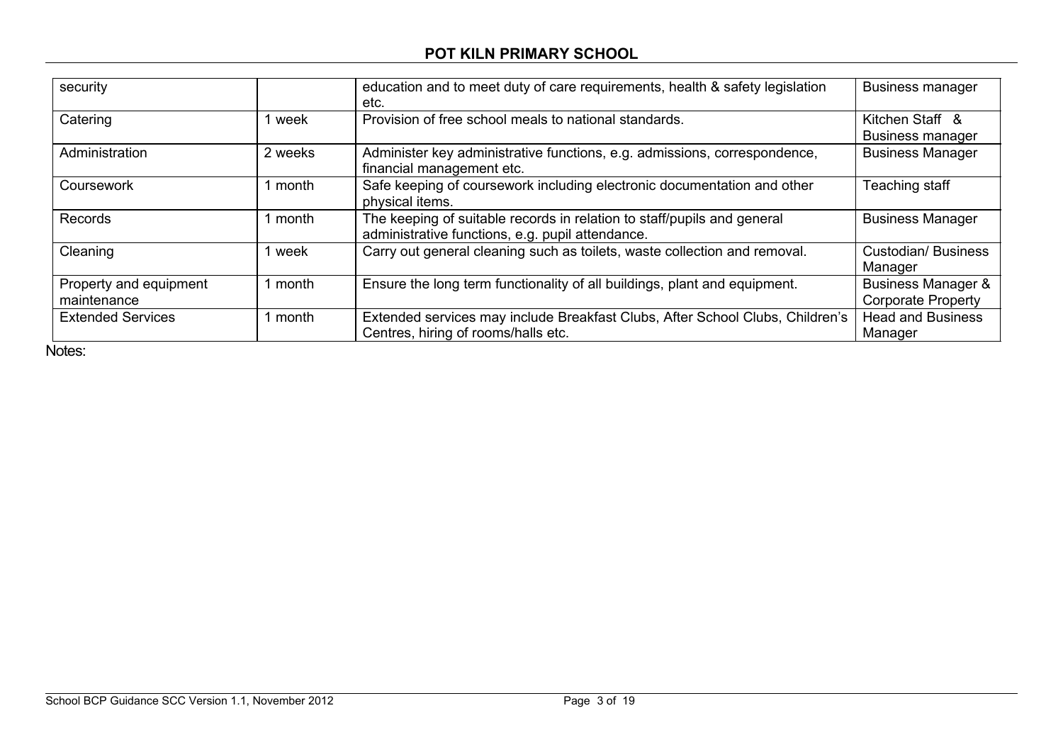| | | | |
|---|---|---|---|
| security | | education and to meet duty of care requirements, health & safety legislation etc. | Business manager |
| Catering | 1 week | Provision of free school meals to national standards. | Kitchen Staff & Business manager |
| Administration | 2 weeks | Administer key administrative functions, e.g. admissions, correspondence, financial management etc. | Business Manager |
| Coursework | 1 month | Safe keeping of coursework including electronic documentation and other physical items. | Teaching staff |
| Records | 1 month | The keeping of suitable records in relation to staff/pupils and general administrative functions, e.g. pupil attendance. | Business Manager |
| Cleaning | 1 week | Carry out general cleaning such as toilets, waste collection and removal. | Custodian/ Business Manager |
| Property and equipment maintenance | 1 month | Ensure the long term functionality of all buildings, plant and equipment. | Business Manager & Corporate Property |
| Extended Services | 1 month | Extended services may include Breakfast Clubs, After School Clubs, Children's Centres, hiring of rooms/halls etc. | Head and Business Manager |

Notes: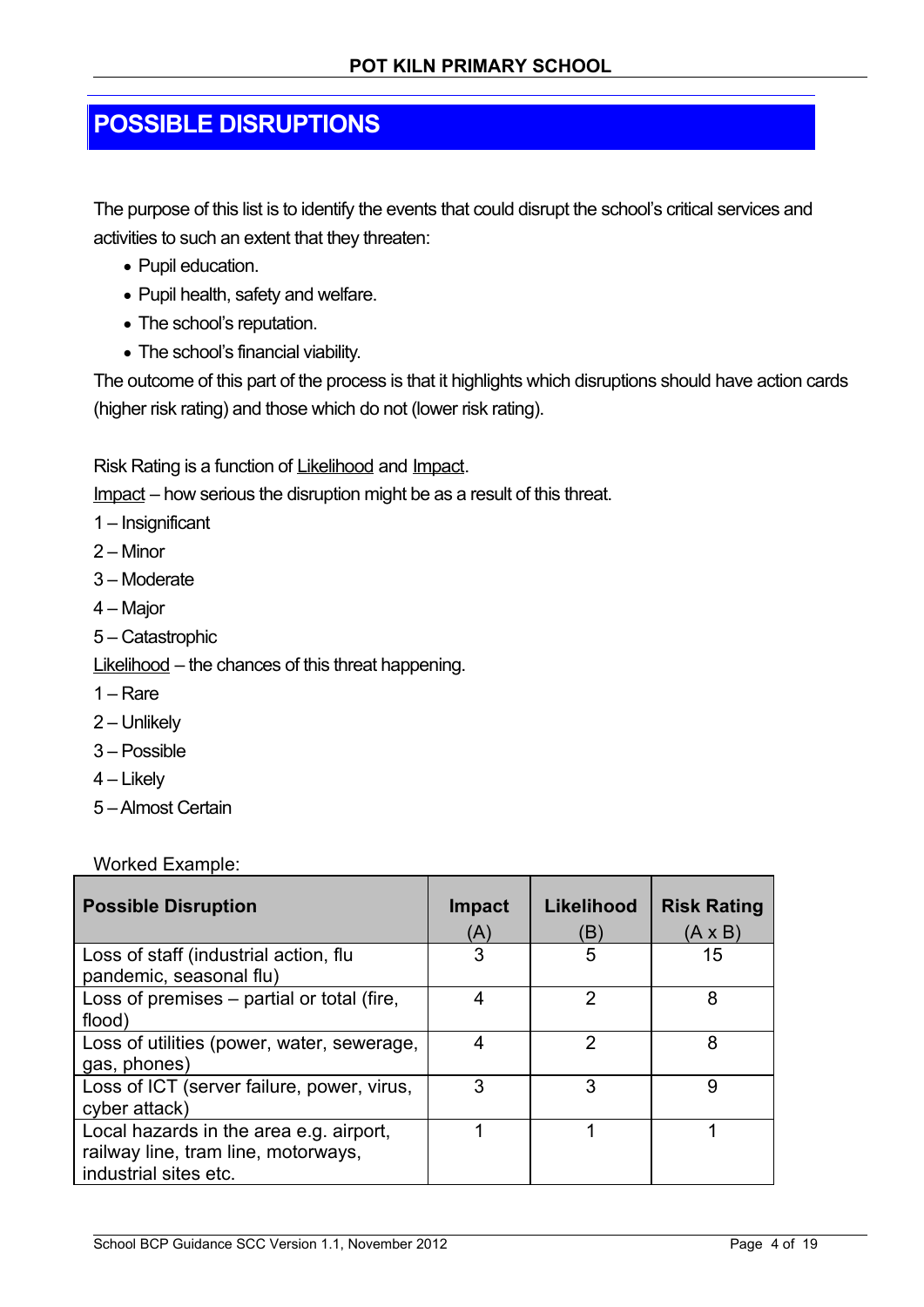# POSSIBLE DISRUPTIONS

The purpose of this list is to identify the events that could disrupt the school's critical services and activities to such an extent that they threaten:

- Pupil education.
- Pupil health, safety and welfare.
- The school's reputation.
- The school's financial viability.

The outcome of this part of the process is that it highlights which disruptions should have action cards (higher risk rating) and those which do not (lower risk rating).

Risk Rating is a function of <u>Likelihood</u> and <u>Impact</u>.

<u>Impact</u> – how serious the disruption might be as a result of this threat.

1 – Insignificant
2 – Minor
3 – Moderate
4 – Major
5 – Catastrophic

<u>Likelihood</u> – the chances of this threat happening.

1 – Rare
2 – Unlikely
3 – Possible
4 – Likely
5 – Almost Certain

Worked Example:

| **Possible Disruption** | **Impact** (A) | **Likelihood** (B) | **Risk Rating** (A x B) |
|---|---|---|---|
| Loss of staff (industrial action, flu pandemic, seasonal flu) | 3 | 5 | 15 |
| Loss of premises – partial or total (fire, flood) | 4 | 2 | 8 |
| Loss of utilities (power, water, sewerage, gas, phones) | 4 | 2 | 8 |
| Loss of ICT (server failure, power, virus, cyber attack) | 3 | 3 | 9 |
| Local hazards in the area e.g. airport, railway line, tram line, motorways, industrial sites etc. | 1 | 1 | 1 |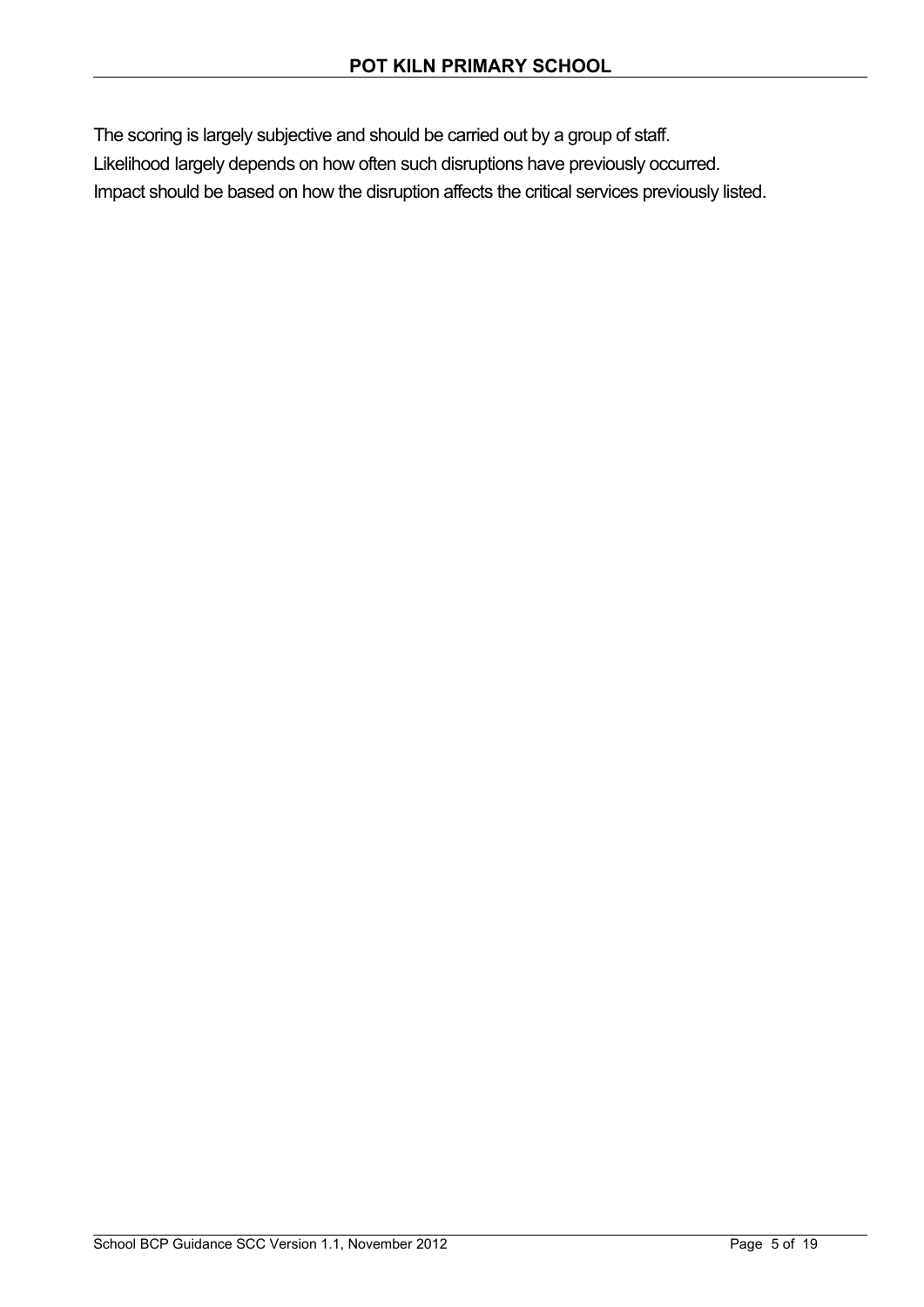The scoring is largely subjective and should be carried out by a group of staff.
Likelihood largely depends on how often such disruptions have previously occurred.
Impact should be based on how the disruption affects the critical services previously listed.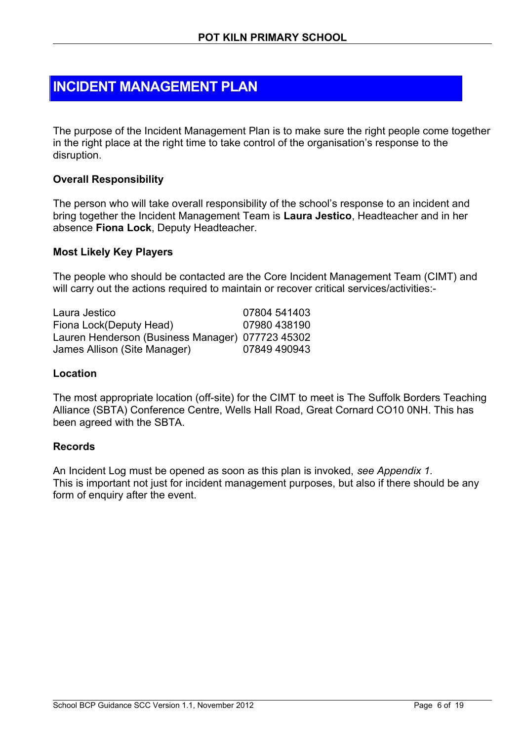# INCIDENT MANAGEMENT PLAN

The purpose of the Incident Management Plan is to make sure the right people come together in the right place at the right time to take control of the organisation's response to the disruption.

### Overall Responsibility

The person who will take overall responsibility of the school's response to an incident and bring together the Incident Management Team is **Laura Jestico**, Headteacher and in her absence **Fiona Lock**, Deputy Headteacher.

### Most Likely Key Players

The people who should be contacted are the Core Incident Management Team (CIMT) and will carry out the actions required to maintain or recover critical services/activities:-

| | |
|---|---|
| Laura Jestico | 07804 541403 |
| Fiona Lock(Deputy Head) | 07980 438190 |
| Lauren Henderson (Business Manager) | 077723 45302 |
| James Allison (Site Manager) | 07849 490943 |

### Location

The most appropriate location (off-site) for the CIMT to meet is The Suffolk Borders Teaching Alliance (SBTA) Conference Centre, Wells Hall Road, Great Cornard CO10 0NH. This has been agreed with the SBTA.

### Records

An Incident Log must be opened as soon as this plan is invoked, *see Appendix 1.*
This is important not just for incident management purposes, but also if there should be any form of enquiry after the event.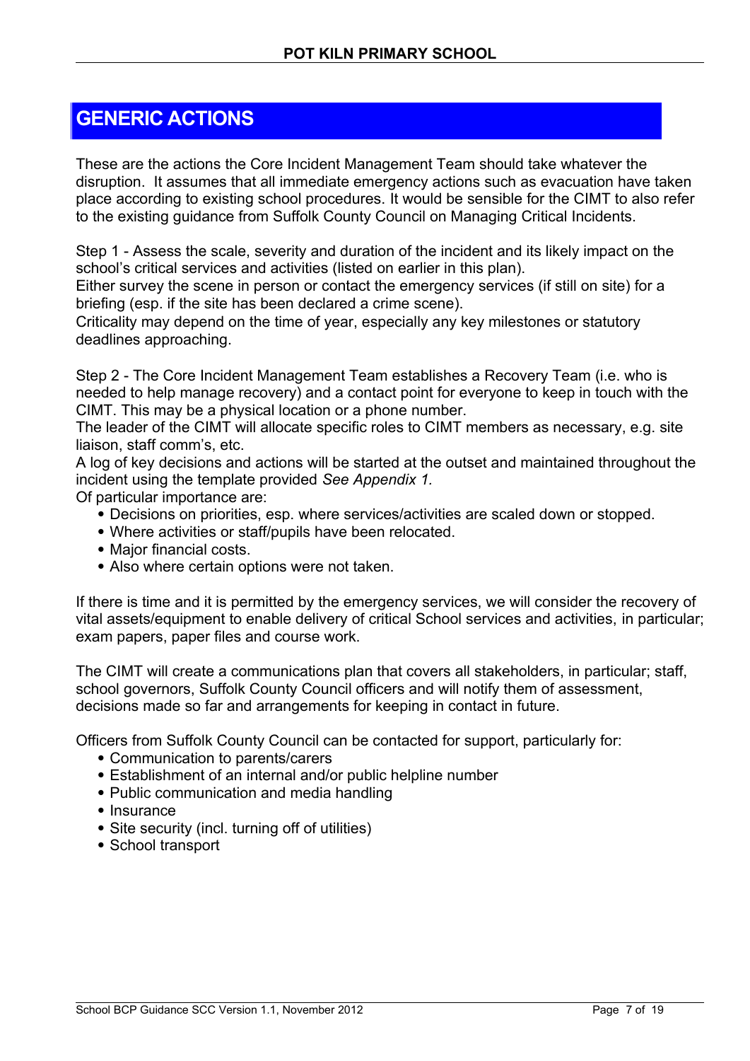# GENERIC ACTIONS

These are the actions the Core Incident Management Team should take whatever the disruption. It assumes that all immediate emergency actions such as evacuation have taken place according to existing school procedures. It would be sensible for the CIMT to also refer to the existing guidance from Suffolk County Council on Managing Critical Incidents.

Step 1 - Assess the scale, severity and duration of the incident and its likely impact on the school's critical services and activities (listed on earlier in this plan).
Either survey the scene in person or contact the emergency services (if still on site) for a briefing (esp. if the site has been declared a crime scene).
Criticality may depend on the time of year, especially any key milestones or statutory deadlines approaching.

Step 2 - The Core Incident Management Team establishes a Recovery Team (i.e. who is needed to help manage recovery) and a contact point for everyone to keep in touch with the CIMT. This may be a physical location or a phone number.
The leader of the CIMT will allocate specific roles to CIMT members as necessary, e.g. site liaison, staff comm's, etc.
A log of key decisions and actions will be started at the outset and maintained throughout the incident using the template provided *See Appendix 1.*
Of particular importance are:

- Decisions on priorities, esp. where services/activities are scaled down or stopped.
- Where activities or staff/pupils have been relocated.
- Major financial costs.
- Also where certain options were not taken.

If there is time and it is permitted by the emergency services, we will consider the recovery of vital assets/equipment to enable delivery of critical School services and activities, in particular; exam papers, paper files and course work.

The CIMT will create a communications plan that covers all stakeholders, in particular; staff, school governors, Suffolk County Council officers and will notify them of assessment, decisions made so far and arrangements for keeping in contact in future.

Officers from Suffolk County Council can be contacted for support, particularly for:

- Communication to parents/carers
- Establishment of an internal and/or public helpline number
- Public communication and media handling
- Insurance
- Site security (incl. turning off of utilities)
- School transport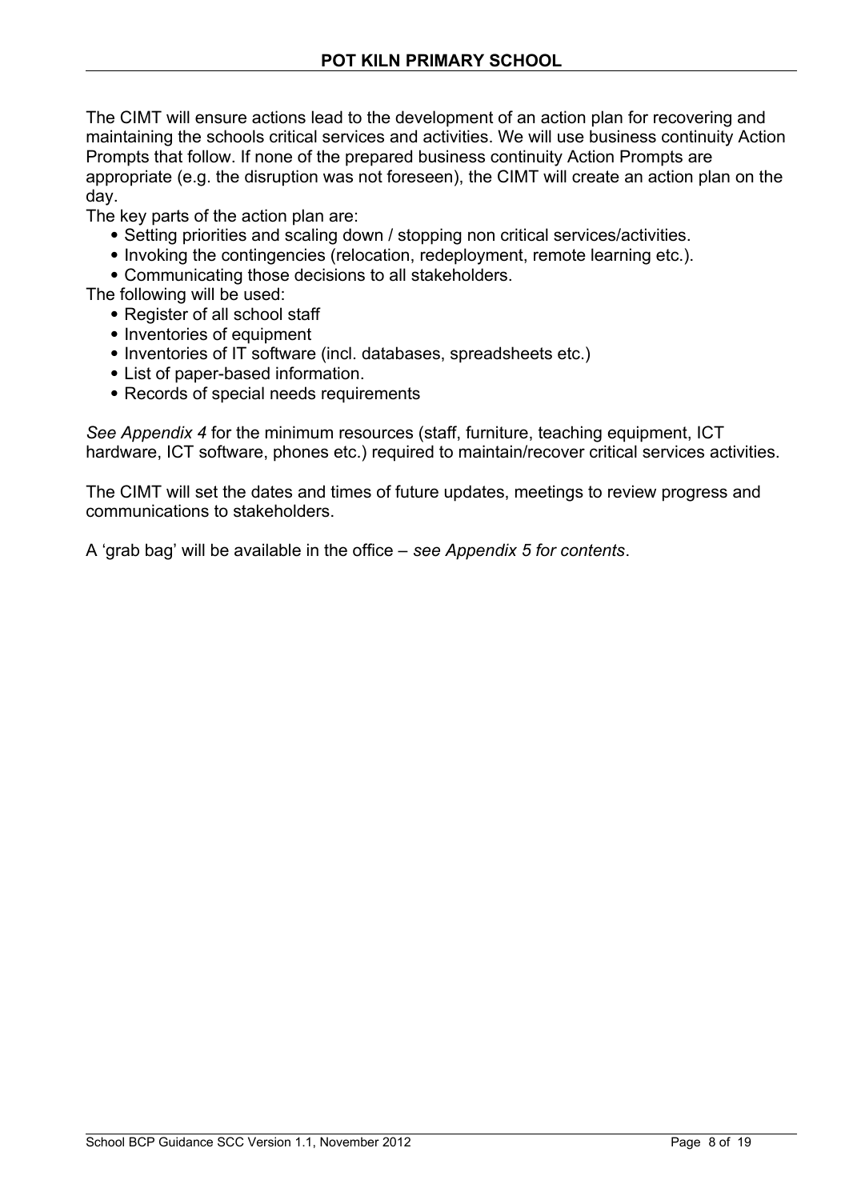The CIMT will ensure actions lead to the development of an action plan for recovering and maintaining the schools critical services and activities. We will use business continuity Action Prompts that follow. If none of the prepared business continuity Action Prompts are appropriate (e.g. the disruption was not foreseen), the CIMT will create an action plan on the day.

The key parts of the action plan are:

- Setting priorities and scaling down / stopping non critical services/activities.
- Invoking the contingencies (relocation, redeployment, remote learning etc.).
- Communicating those decisions to all stakeholders.

The following will be used:

- Register of all school staff
- Inventories of equipment
- Inventories of IT software (incl. databases, spreadsheets etc.)
- List of paper-based information.
- Records of special needs requirements

*See Appendix 4* for the minimum resources (staff, furniture, teaching equipment, ICT hardware, ICT software, phones etc.) required to maintain/recover critical services activities.

The CIMT will set the dates and times of future updates, meetings to review progress and communications to stakeholders.

A 'grab bag' will be available in the office – *see Appendix 5 for contents*.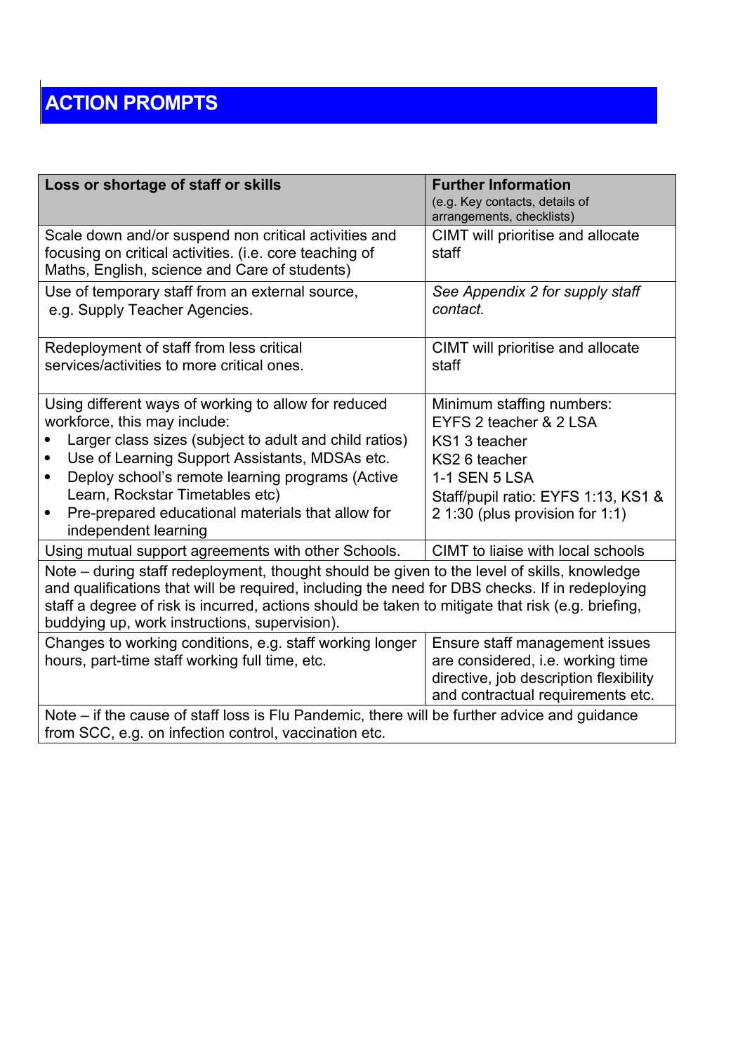# ACTION PROMPTS

| **Loss or shortage of staff or skills** | **Further Information** (e.g. Key contacts, details of arrangements, checklists) |
|---|---|
| Scale down and/or suspend non critical activities and focusing on critical activities. (i.e. core teaching of Maths, English, science and Care of students) | CIMT will prioritise and allocate staff |
| Use of temporary staff from an external source, e.g. Supply Teacher Agencies. | *See Appendix 2 for supply staff contact.* |
| Redeployment of staff from less critical services/activities to more critical ones. | CIMT will prioritise and allocate staff |
| Using different ways of working to allow for reduced workforce, this may include:<br>• Larger class sizes (subject to adult and child ratios)<br>• Use of Learning Support Assistants, MDSAs etc.<br>• Deploy school's remote learning programs (Active Learn, Rockstar Timetables etc)<br>• Pre-prepared educational materials that allow for independent learning | Minimum staffing numbers:<br>EYFS 2 teacher & 2 LSA<br>KS1 3 teacher<br>KS2 6 teacher<br>1-1 SEN 5 LSA<br>Staff/pupil ratio: EYFS 1:13, KS1 & 2 1:30 (plus provision for 1:1) |
| Using mutual support agreements with other Schools. | CIMT to liaise with local schools |
| Note – during staff redeployment, thought should be given to the level of skills, knowledge and qualifications that will be required, including the need for DBS checks. If in redeploying staff a degree of risk is incurred, actions should be taken to mitigate that risk (e.g. briefing, buddying up, work instructions, supervision). | |
| Changes to working conditions, e.g. staff working longer hours, part-time staff working full time, etc. | Ensure staff management issues are considered, i.e. working time directive, job description flexibility and contractual requirements etc. |
| Note – if the cause of staff loss is Flu Pandemic, there will be further advice and guidance from SCC, e.g. on infection control, vaccination etc. | |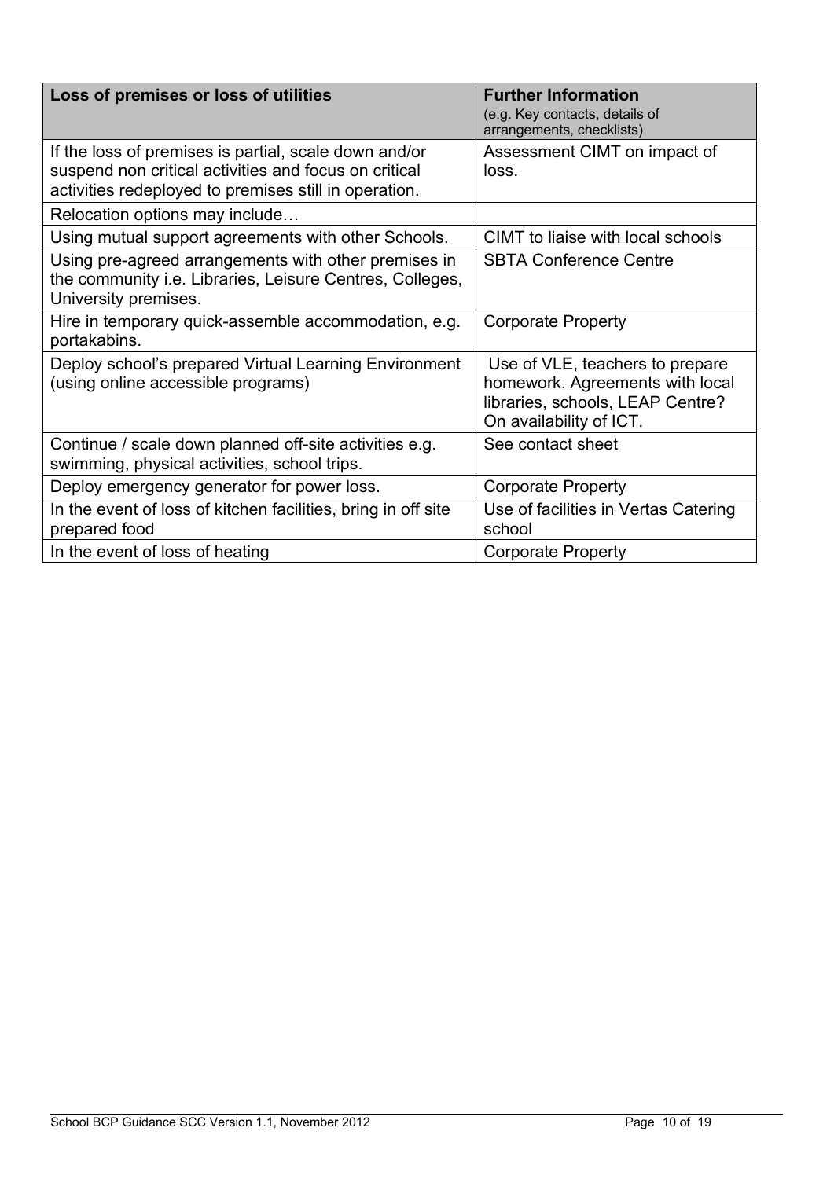| Loss of premises or loss of utilities | Further Information<br>(e.g. Key contacts, details of arrangements, checklists) |
|---|---|
| If the loss of premises is partial, scale down and/or suspend non critical activities and focus on critical activities redeployed to premises still in operation. | Assessment CIMT on impact of loss. |
| Relocation options may include… | |
| Using mutual support agreements with other Schools. | CIMT to liaise with local schools |
| Using pre-agreed arrangements with other premises in the community i.e. Libraries, Leisure Centres, Colleges, University premises. | SBTA Conference Centre |
| Hire in temporary quick-assemble accommodation, e.g. portakabins. | Corporate Property |
| Deploy school's prepared Virtual Learning Environment (using online accessible programs) | Use of VLE, teachers to prepare homework. Agreements with local libraries, schools, LEAP Centre? On availability of ICT. |
| Continue / scale down planned off-site activities e.g. swimming, physical activities, school trips. | See contact sheet |
| Deploy emergency generator for power loss. | Corporate Property |
| In the event of loss of kitchen facilities, bring in off site prepared food | Use of facilities in Vertas Catering school |
| In the event of loss of heating | Corporate Property |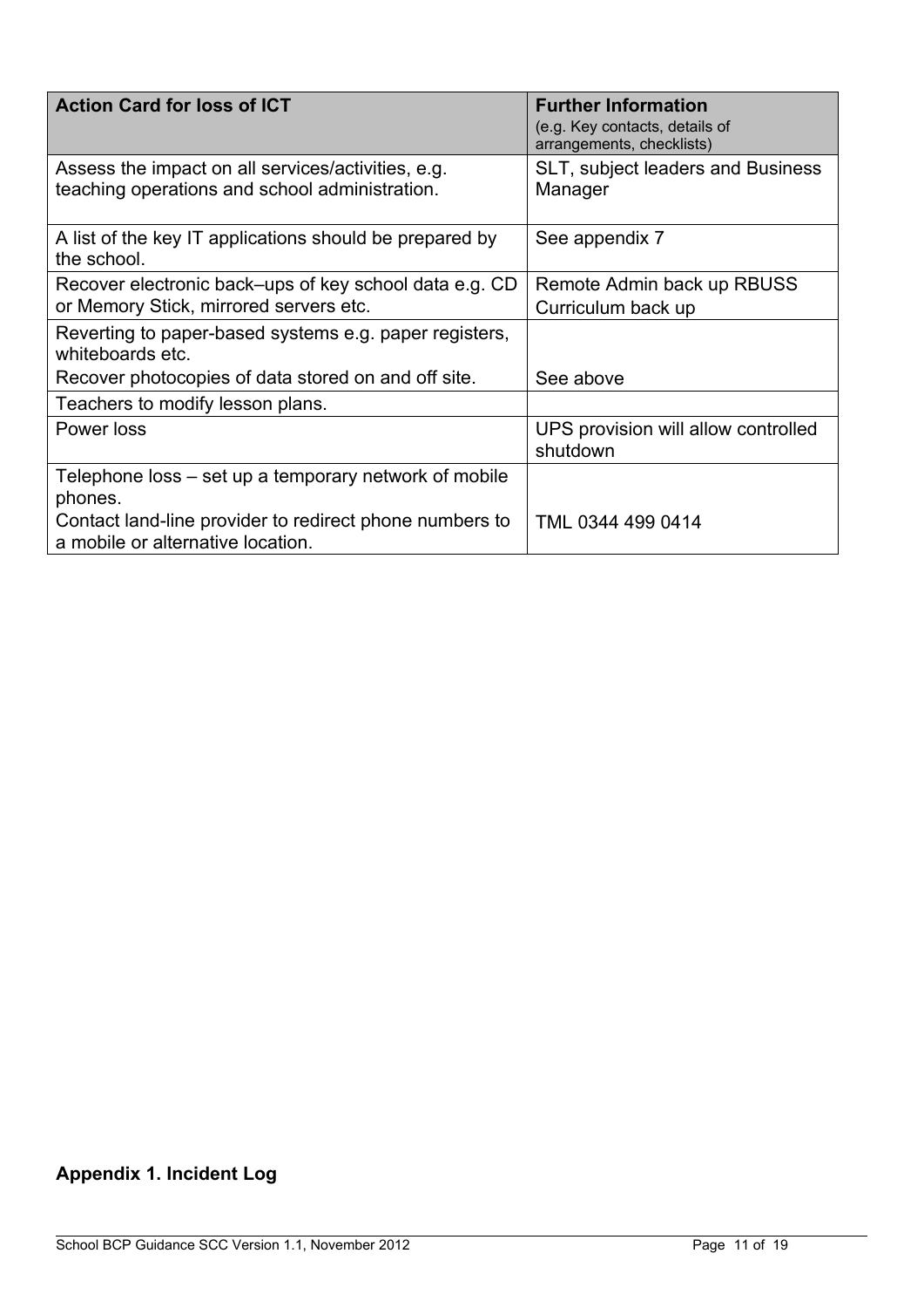| **Action Card for loss of ICT** | **Further Information** (e.g. Key contacts, details of arrangements, checklists) |
|---|---|
| Assess the impact on all services/activities, e.g. teaching operations and school administration. | SLT, subject leaders and Business Manager |
| A list of the key IT applications should be prepared by the school. | See appendix 7 |
| Recover electronic back–ups of key school data e.g. CD or Memory Stick, mirrored servers etc. | Remote Admin back up RBUSS<br>Curriculum back up |
| Reverting to paper-based systems e.g. paper registers, whiteboards etc.<br>Recover photocopies of data stored on and off site. | See above |
| Teachers to modify lesson plans. | |
| Power loss | UPS provision will allow controlled shutdown |
| Telephone loss – set up a temporary network of mobile phones.<br>Contact land-line provider to redirect phone numbers to a mobile or alternative location. | TML 0344 499 0414 |

**Appendix 1. Incident Log**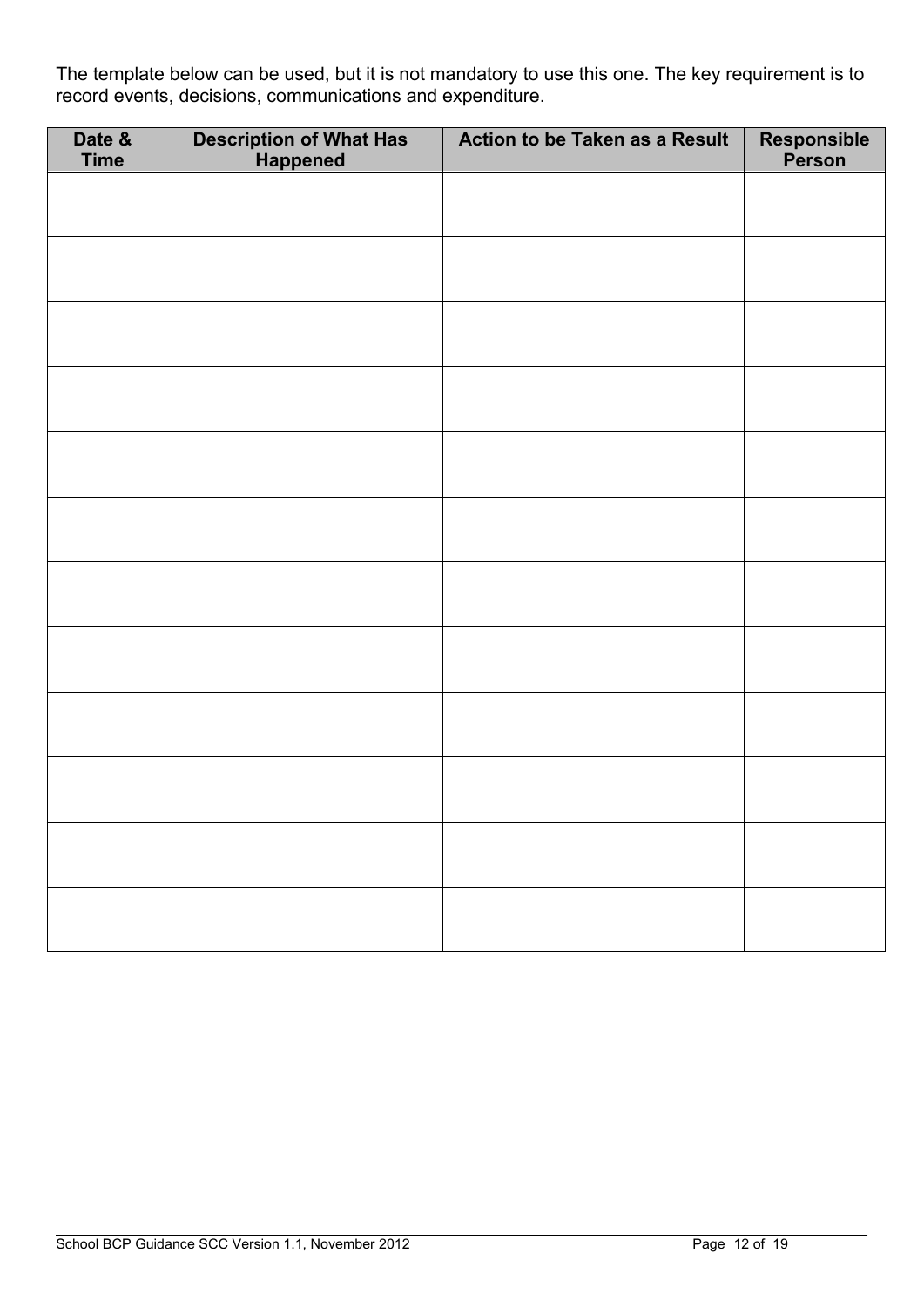The template below can be used, but it is not mandatory to use this one. The key requirement is to record events, decisions, communications and expenditure.

| Date & Time | Description of What Has Happened | Action to be Taken as a Result | Responsible Person |
|---|---|---|---|
| | | | |
| | | | |
| | | | |
| | | | |
| | | | |
| | | | |
| | | | |
| | | | |
| | | | |
| | | | |
| | | | |
| | | | |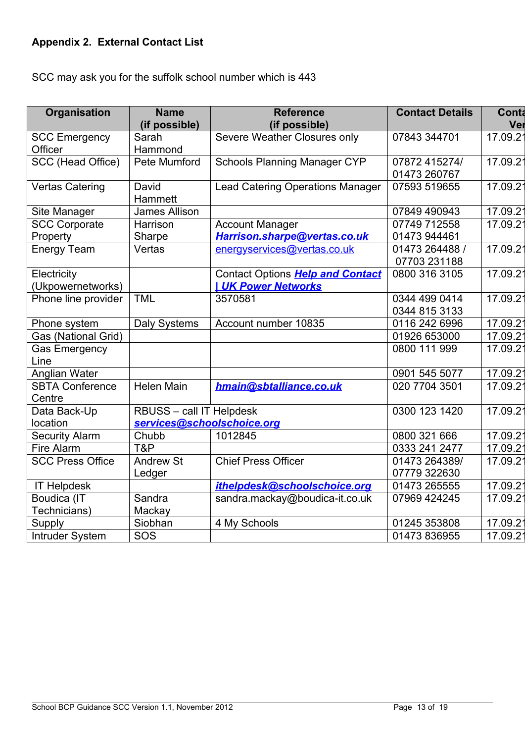**Appendix 2. External Contact List**

SCC may ask you for the suffolk school number which is 443

| Organisation | Name (if possible) | Reference (if possible) | Contact Details | Conta Ver |
|---|---|---|---|---|
| SCC Emergency Officer | Sarah Hammond | Severe Weather Closures only | 07843 344701 | 17.09.21 |
| SCC (Head Office) | Pete Mumford | Schools Planning Manager CYP | 07872 415274/ 01473 260767 | 17.09.21 |
| Vertas Catering | David Hammett | Lead Catering Operations Manager | 07593 519655 | 17.09.21 |
| Site Manager | James Allison | | 07849 490943 | 17.09.21 |
| SCC Corporate Property | Harrison Sharpe | Account Manager ***Harrison.sharpe@vertas.co.uk*** | 07749 712558 01473 944461 | 17.09.21 |
| Energy Team | Vertas | energyservices@vertas.co.uk | 01473 264488 / 07703 231188 | 17.09.21 |
| Electricity (Ukpowernetworks) | | Contact Options ***Help and Contact \| UK Power Networks*** | 0800 316 3105 | 17.09.21 |
| Phone line provider | TML | 3570581 | 0344 499 0414 0344 815 3133 | 17.09.21 |
| Phone system | Daly Systems | Account number 10835 | 0116 242 6996 | 17.09.21 |
| Gas (National Grid) | | | 01926 653000 | 17.09.21 |
| Gas Emergency Line | | | 0800 111 999 | 17.09.21 |
| Anglian Water | | | 0901 545 5077 | 17.09.21 |
| SBTA Conference Centre | Helen Main | ***hmain@sbtalliance.co.uk*** | 020 7704 3501 | 17.09.21 |
| Data Back-Up location | RBUSS – call IT Helpdesk ***services@schoolschoice.org*** | | 0300 123 1420 | 17.09.21 |
| Security Alarm | Chubb | 1012845 | 0800 321 666 | 17.09.21 |
| Fire Alarm | T&P | | 0333 241 2477 | 17.09.21 |
| SCC Press Office | Andrew St Ledger | Chief Press Officer | 01473 264389/ 07779 322630 | 17.09.21 |
| IT Helpdesk | | ***ithelpdesk@schoolschoice.org*** | 01473 265555 | 17.09.21 |
| Boudica (IT Technicians) | Sandra Mackay | sandra.mackay@boudica-it.co.uk | 07969 424245 | 17.09.21 |
| Supply | Siobhan | 4 My Schools | 01245 353808 | 17.09.21 |
| Intruder System | SOS | | 01473 836955 | 17.09.21 |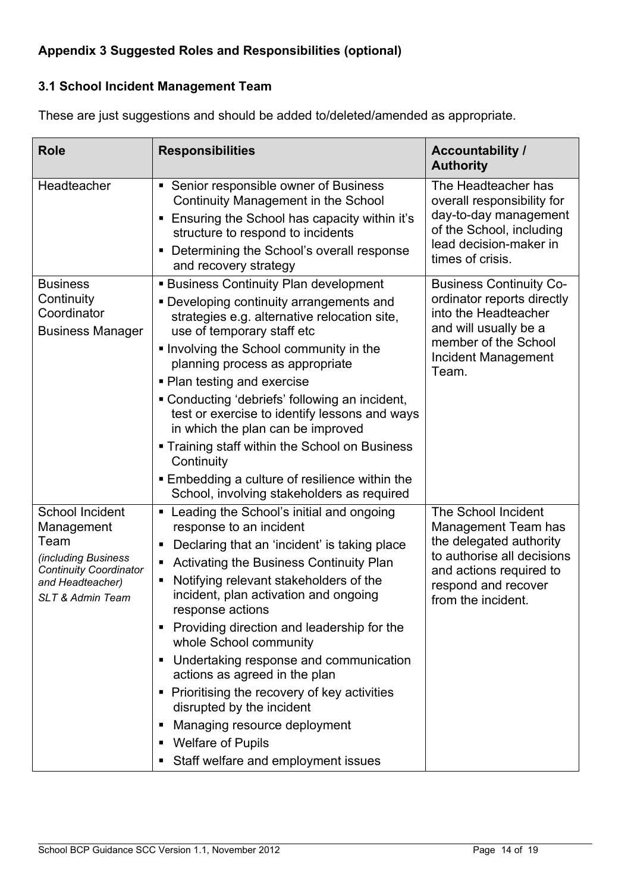### Appendix 3 Suggested Roles and Responsibilities (optional)

#### 3.1 School Incident Management Team

These are just suggestions and should be added to/deleted/amended as appropriate.

| Role | Responsibilities | Accountability / Authority |
|---|---|---|
| Headteacher | ▪ Senior responsible owner of Business Continuity Management in the School<br>▪ Ensuring the School has capacity within it's structure to respond to incidents<br>▪ Determining the School's overall response and recovery strategy | The Headteacher has overall responsibility for day-to-day management of the School, including lead decision-maker in times of crisis. |
| Business Continuity Coordinator<br>Business Manager | ▪ Business Continuity Plan development<br>▪ Developing continuity arrangements and strategies e.g. alternative relocation site, use of temporary staff etc<br>▪ Involving the School community in the planning process as appropriate<br>▪ Plan testing and exercise<br>▪ Conducting 'debriefs' following an incident, test or exercise to identify lessons and ways in which the plan can be improved<br>▪ Training staff within the School on Business Continuity<br>▪ Embedding a culture of resilience within the School, involving stakeholders as required | Business Continuity Co-ordinator reports directly into the Headteacher and will usually be a member of the School Incident Management Team. |
| School Incident Management Team<br>*(including Business Continuity Coordinator and Headteacher)*<br>*SLT & Admin Team* | ▪ Leading the School's initial and ongoing response to an incident<br>▪ Declaring that an 'incident' is taking place<br>▪ Activating the Business Continuity Plan<br>▪ Notifying relevant stakeholders of the incident, plan activation and ongoing response actions<br>▪ Providing direction and leadership for the whole School community<br>▪ Undertaking response and communication actions as agreed in the plan<br>▪ Prioritising the recovery of key activities disrupted by the incident<br>▪ Managing resource deployment<br>▪ Welfare of Pupils<br>▪ Staff welfare and employment issues | The School Incident Management Team has the delegated authority to authorise all decisions and actions required to respond and recover from the incident. |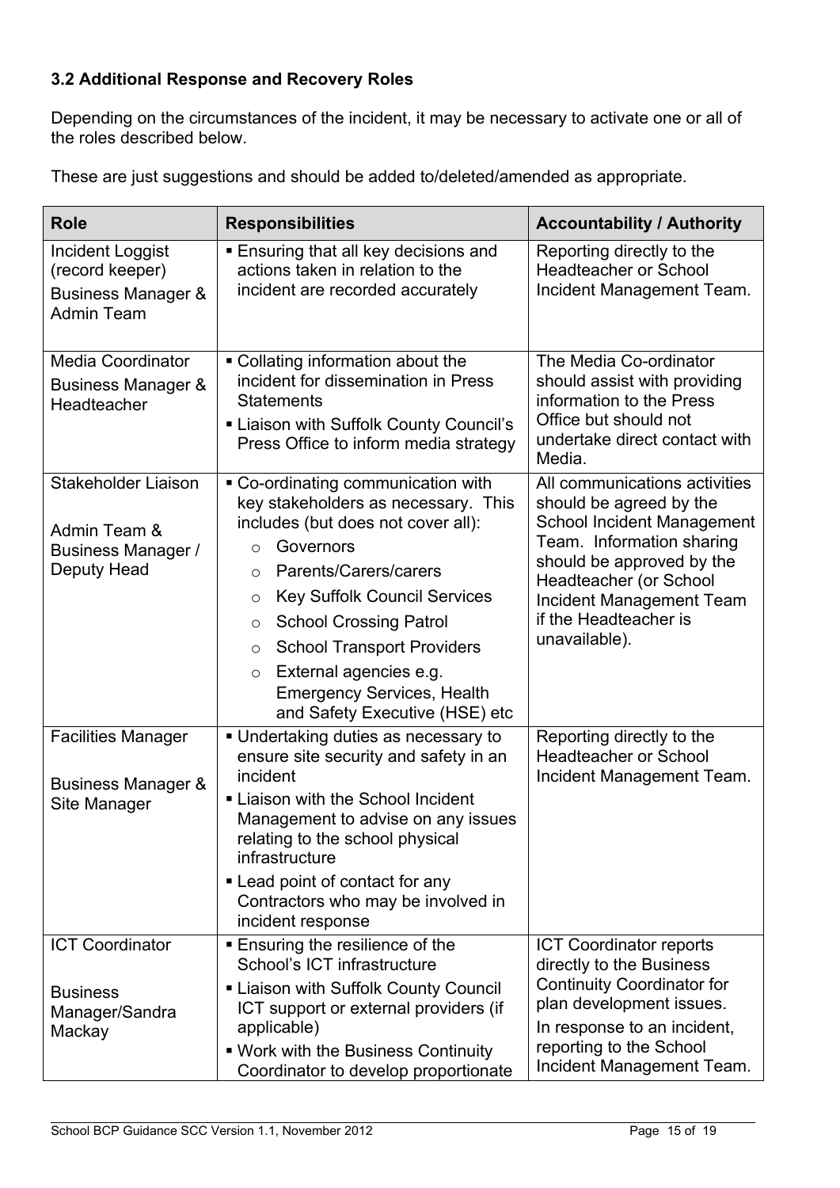### 3.2 Additional Response and Recovery Roles

Depending on the circumstances of the incident, it may be necessary to activate one or all of the roles described below.

These are just suggestions and should be added to/deleted/amended as appropriate.

| Role | Responsibilities | Accountability / Authority |
|---|---|---|
| Incident Loggist (record keeper)<br>Business Manager & Admin Team | ▪ Ensuring that all key decisions and actions taken in relation to the incident are recorded accurately | Reporting directly to the Headteacher or School Incident Management Team. |
| Media Coordinator<br>Business Manager & Headteacher | ▪ Collating information about the incident for dissemination in Press Statements<br>▪ Liaison with Suffolk County Council's Press Office to inform media strategy | The Media Co-ordinator should assist with providing information to the Press Office but should not undertake direct contact with Media. |
| Stakeholder Liaison<br><br>Admin Team & Business Manager / Deputy Head | ▪ Co-ordinating communication with key stakeholders as necessary. This includes (but does not cover all):<br>○ Governors<br>○ Parents/Carers/carers<br>○ Key Suffolk Council Services<br>○ School Crossing Patrol<br>○ School Transport Providers<br>○ External agencies e.g. Emergency Services, Health and Safety Executive (HSE) etc | All communications activities should be agreed by the School Incident Management Team. Information sharing should be approved by the Headteacher (or School Incident Management Team if the Headteacher is unavailable). |
| Facilities Manager<br><br>Business Manager & Site Manager | ▪ Undertaking duties as necessary to ensure site security and safety in an incident<br>▪ Liaison with the School Incident Management to advise on any issues relating to the school physical infrastructure<br>▪ Lead point of contact for any Contractors who may be involved in incident response | Reporting directly to the Headteacher or School Incident Management Team. |
| ICT Coordinator<br><br>Business Manager/Sandra Mackay | ▪ Ensuring the resilience of the School's ICT infrastructure<br>▪ Liaison with Suffolk County Council ICT support or external providers (if applicable)<br>▪ Work with the Business Continuity Coordinator to develop proportionate | ICT Coordinator reports directly to the Business Continuity Coordinator for plan development issues.<br>In response to an incident, reporting to the School Incident Management Team. |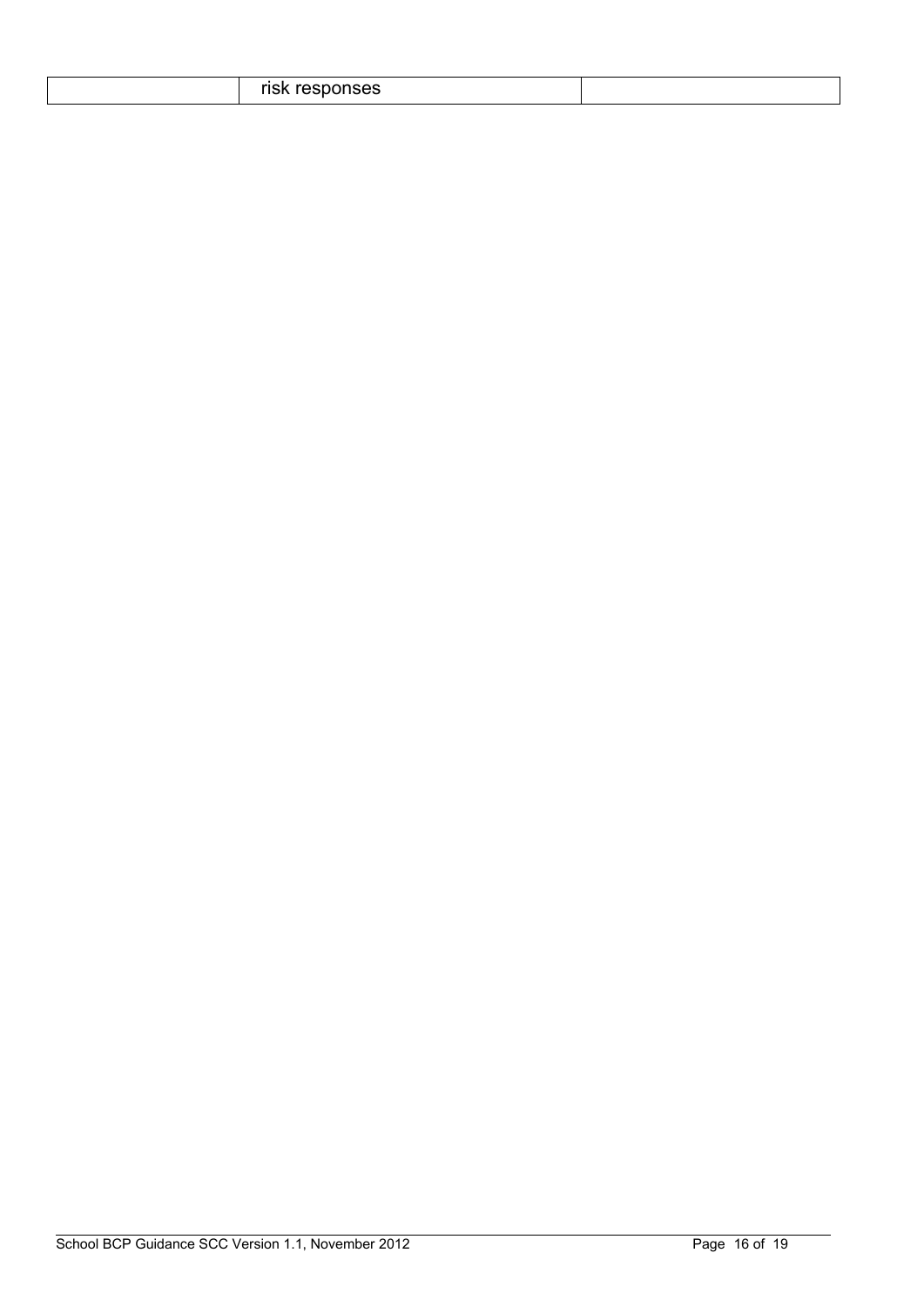|  | risk responses |  |
| --- | --- | --- |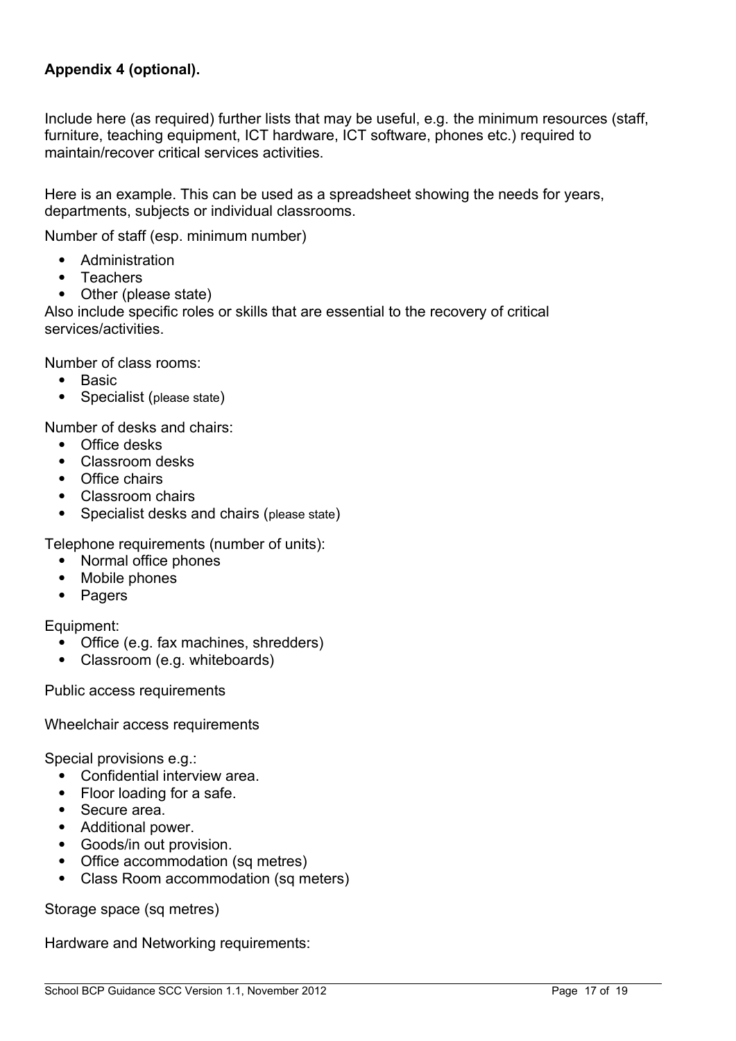**Appendix 4 (optional).**

Include here (as required) further lists that may be useful, e.g. the minimum resources (staff, furniture, teaching equipment, ICT hardware, ICT software, phones etc.) required to maintain/recover critical services activities.

Here is an example. This can be used as a spreadsheet showing the needs for years, departments, subjects or individual classrooms.

Number of staff (esp. minimum number)

- Administration
- Teachers
- Other (please state)

Also include specific roles or skills that are essential to the recovery of critical services/activities.

Number of class rooms:

- Basic
- Specialist (please state)

Number of desks and chairs:

- Office desks
- Classroom desks
- Office chairs
- Classroom chairs
- Specialist desks and chairs (please state)

Telephone requirements (number of units):

- Normal office phones
- Mobile phones
- Pagers

Equipment:

- Office (e.g. fax machines, shredders)
- Classroom (e.g. whiteboards)

Public access requirements

Wheelchair access requirements

Special provisions e.g.:

- Confidential interview area.
- Floor loading for a safe.
- Secure area.
- Additional power.
- Goods/in out provision.
- Office accommodation (sq metres)
- Class Room accommodation (sq meters)

Storage space (sq metres)

Hardware and Networking requirements: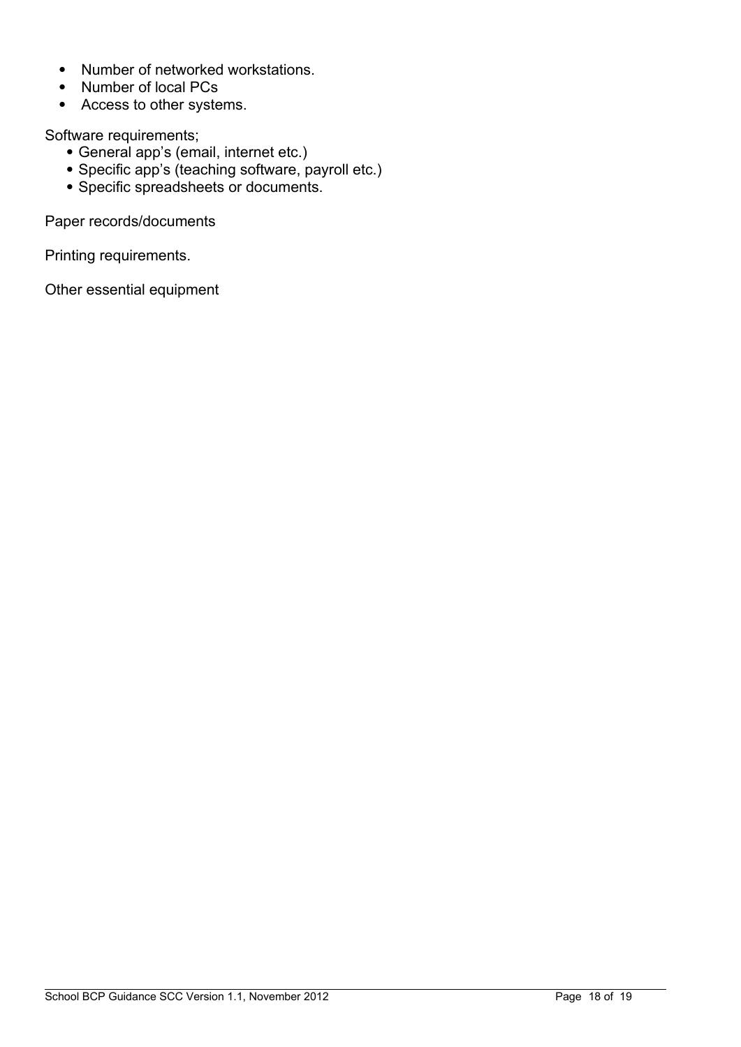- Number of networked workstations.
- Number of local PCs
- Access to other systems.

Software requirements;

- General app's (email, internet etc.)
- Specific app's (teaching software, payroll etc.)
- Specific spreadsheets or documents.

Paper records/documents

Printing requirements.

Other essential equipment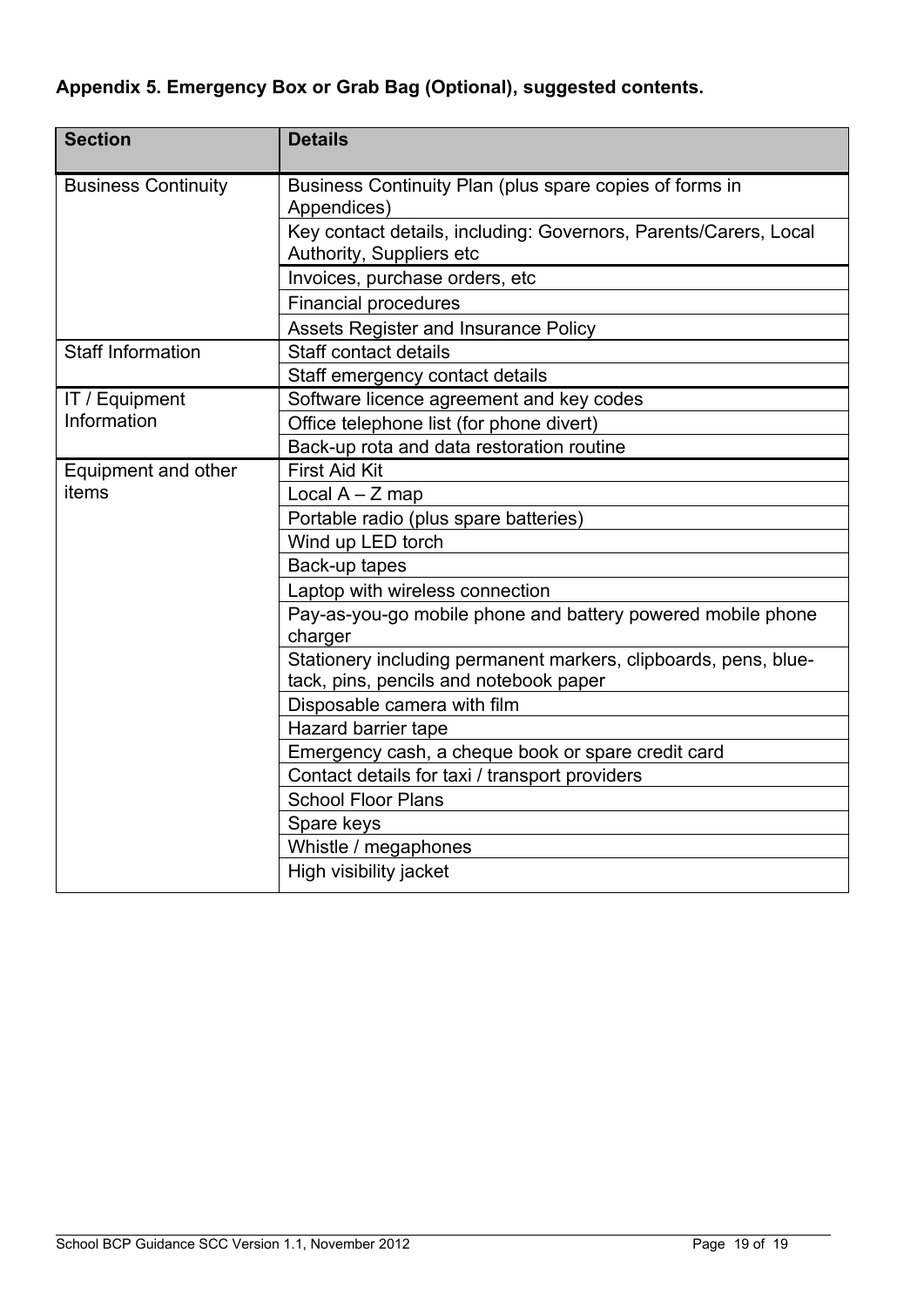**Appendix 5. Emergency Box or Grab Bag (Optional), suggested contents.**

| Section | Details |
|---|---|
| Business Continuity | Business Continuity Plan (plus spare copies of forms in Appendices) |
| | Key contact details, including: Governors, Parents/Carers, Local Authority, Suppliers etc |
| | Invoices, purchase orders, etc |
| | Financial procedures |
| | Assets Register and Insurance Policy |
| Staff Information | Staff contact details |
| | Staff emergency contact details |
| IT / Equipment Information | Software licence agreement and key codes |
| | Office telephone list (for phone divert) |
| | Back-up rota and data restoration routine |
| Equipment and other items | First Aid Kit |
| | Local A – Z map |
| | Portable radio (plus spare batteries) |
| | Wind up LED torch |
| | Back-up tapes |
| | Laptop with wireless connection |
| | Pay-as-you-go mobile phone and battery powered mobile phone charger |
| | Stationery including permanent markers, clipboards, pens, blue-tack, pins, pencils and notebook paper |
| | Disposable camera with film |
| | Hazard barrier tape |
| | Emergency cash, a cheque book or spare credit card |
| | Contact details for taxi / transport providers |
| | School Floor Plans |
| | Spare keys |
| | Whistle / megaphones |
| | High visibility jacket |